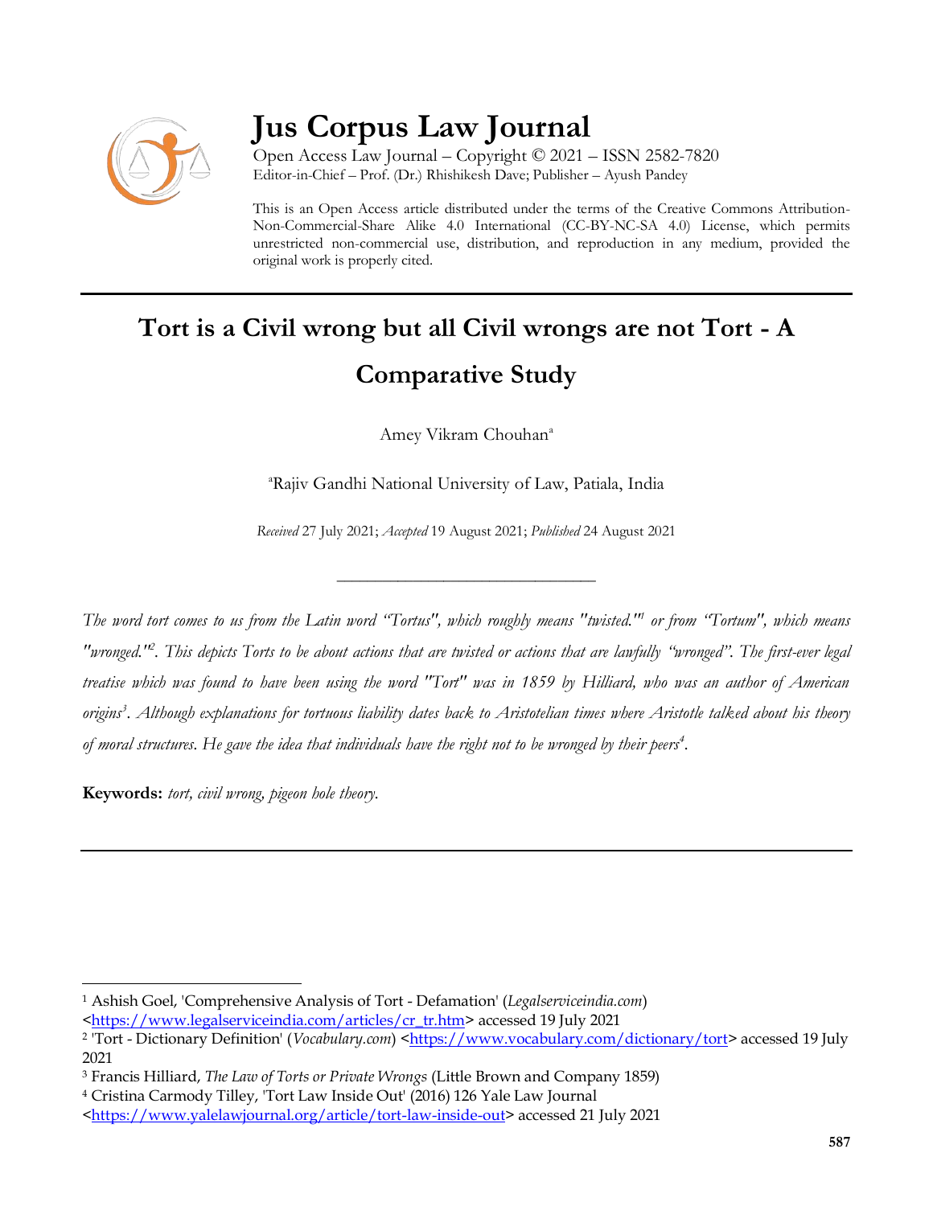# Jus Corpus Law Journal

Open Access Law Journal – Copyright © 2021 – ISSN 2582-7820
Editor-in-Chief – Prof. (Dr.) Rhishikesh Dave; Publisher – Ayush Pandey

This is an Open Access article distributed under the terms of the Creative Commons Attribution-Non-Commercial-Share Alike 4.0 International (CC-BY-NC-SA 4.0) License, which permits unrestricted non-commercial use, distribution, and reproduction in any medium, provided the original work is properly cited.

## Tort is a Civil wrong but all Civil wrongs are not Tort - A Comparative Study

Amey Vikram Chouhan[a]

[a]Rajiv Gandhi National University of Law, Patiala, India

*Received* 27 July 2021; *Accepted* 19 August 2021; *Published* 24 August 2021

---

*The word tort comes to us from the Latin word "Tortus", which roughly means "twisted."[1] or from "Tortum", which means "wronged."[2]. This depicts Torts to be about actions that are twisted or actions that are lawfully "wronged". The first-ever legal treatise which was found to have been using the word "Tort" was in 1859 by Hilliard, who was an author of American origins[3]. Although explanations for tortuous liability dates back to Aristotelian times where Aristotle talked about his theory of moral structures. He gave the idea that individuals have the right not to be wronged by their peers[4].*

**Keywords:** *tort, civil wrong, pigeon hole theory.*

---

[1] Ashish Goel, 'Comprehensive Analysis of Tort - Defamation' (*Legalserviceindia.com*) <https://www.legalserviceindia.com/articles/cr_tr.htm> accessed 19 July 2021

[2] 'Tort - Dictionary Definition' (*Vocabulary.com*) <https://www.vocabulary.com/dictionary/tort> accessed 19 July 2021

[3] Francis Hilliard, *The Law of Torts or Private Wrongs* (Little Brown and Company 1859)

[4] Cristina Carmody Tilley, 'Tort Law Inside Out' (2016) 126 Yale Law Journal <https://www.yalelawjournal.org/article/tort-law-inside-out> accessed 21 July 2021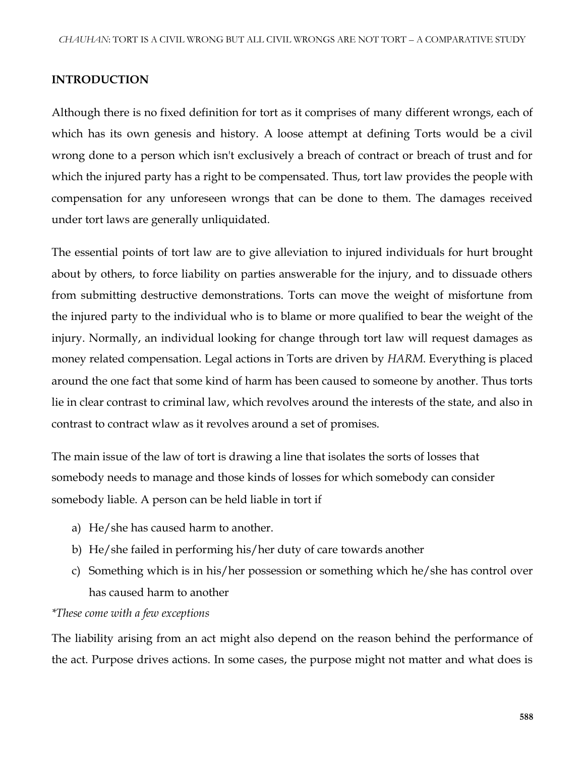## INTRODUCTION

Although there is no fixed definition for tort as it comprises of many different wrongs, each of which has its own genesis and history. A loose attempt at defining Torts would be a civil wrong done to a person which isn't exclusively a breach of contract or breach of trust and for which the injured party has a right to be compensated. Thus, tort law provides the people with compensation for any unforeseen wrongs that can be done to them. The damages received under tort laws are generally unliquidated.

The essential points of tort law are to give alleviation to injured individuals for hurt brought about by others, to force liability on parties answerable for the injury, and to dissuade others from submitting destructive demonstrations. Torts can move the weight of misfortune from the injured party to the individual who is to blame or more qualified to bear the weight of the injury. Normally, an individual looking for change through tort law will request damages as money related compensation. Legal actions in Torts are driven by *HARM*. Everything is placed around the one fact that some kind of harm has been caused to someone by another. Thus torts lie in clear contrast to criminal law, which revolves around the interests of the state, and also in contrast to contract wlaw as it revolves around a set of promises.

The main issue of the law of tort is drawing a line that isolates the sorts of losses that somebody needs to manage and those kinds of losses for which somebody can consider somebody liable. A person can be held liable in tort if

a) He/she has caused harm to another.
b) He/she failed in performing his/her duty of care towards another
c) Something which is in his/her possession or something which he/she has control over has caused harm to another

*\*These come with a few exceptions*

The liability arising from an act might also depend on the reason behind the performance of the act. Purpose drives actions. In some cases, the purpose might not matter and what does is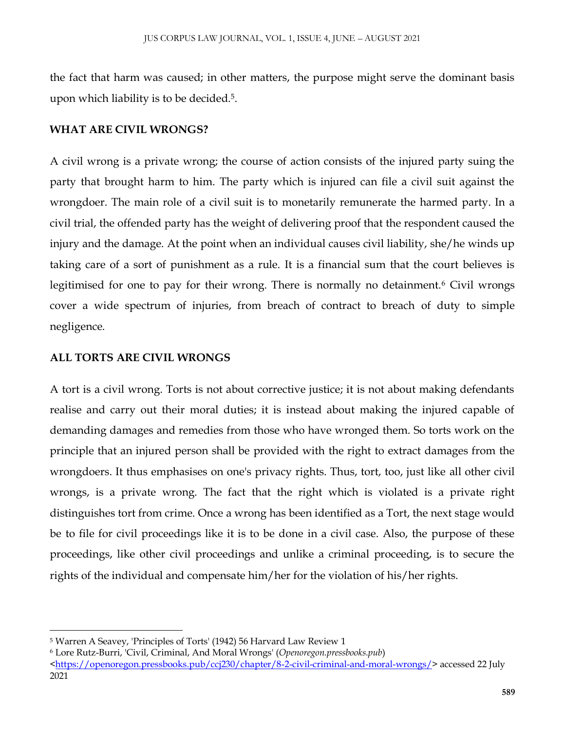the fact that harm was caused; in other matters, the purpose might serve the dominant basis upon which liability is to be decided.[5].

## WHAT ARE CIVIL WRONGS?

A civil wrong is a private wrong; the course of action consists of the injured party suing the party that brought harm to him. The party which is injured can file a civil suit against the wrongdoer. The main role of a civil suit is to monetarily remunerate the harmed party. In a civil trial, the offended party has the weight of delivering proof that the respondent caused the injury and the damage. At the point when an individual causes civil liability, she/he winds up taking care of a sort of punishment as a rule. It is a financial sum that the court believes is legitimised for one to pay for their wrong. There is normally no detainment.[6] Civil wrongs cover a wide spectrum of injuries, from breach of contract to breach of duty to simple negligence.

## ALL TORTS ARE CIVIL WRONGS

A tort is a civil wrong. Torts is not about corrective justice; it is not about making defendants realise and carry out their moral duties; it is instead about making the injured capable of demanding damages and remedies from those who have wronged them. So torts work on the principle that an injured person shall be provided with the right to extract damages from the wrongdoers. It thus emphasises on one's privacy rights. Thus, tort, too, just like all other civil wrongs, is a private wrong. The fact that the right which is violated is a private right distinguishes tort from crime. Once a wrong has been identified as a Tort, the next stage would be to file for civil proceedings like it is to be done in a civil case. Also, the purpose of these proceedings, like other civil proceedings and unlike a criminal proceeding, is to secure the rights of the individual and compensate him/her for the violation of his/her rights.

---

[5] Warren A Seavey, 'Principles of Torts' (1942) 56 Harvard Law Review 1

[6] Lore Rutz-Burri, 'Civil, Criminal, And Moral Wrongs' (*Openoregon.pressbooks.pub*) <https://openoregon.pressbooks.pub/ccj230/chapter/8-2-civil-criminal-and-moral-wrongs/> accessed 22 July 2021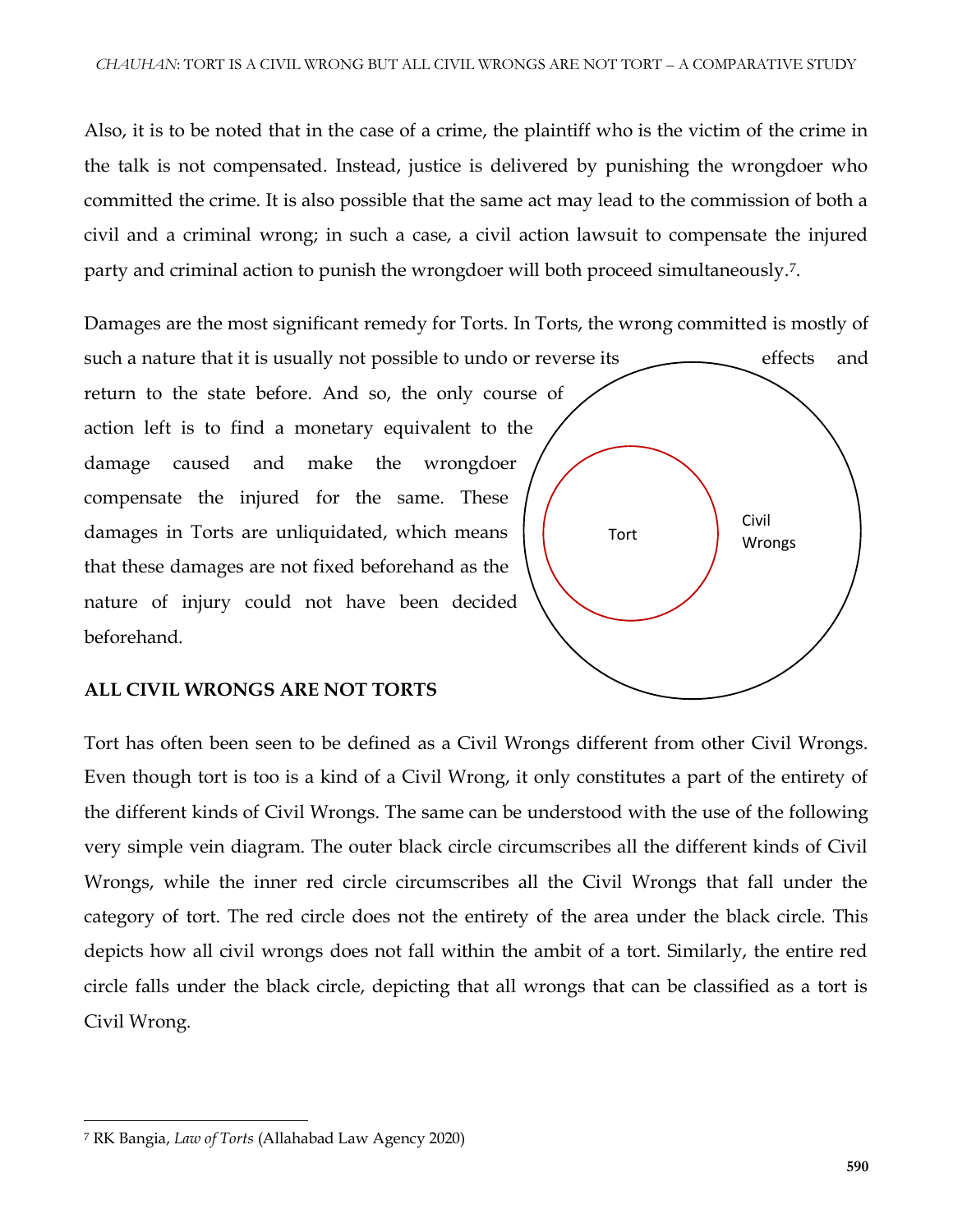Also, it is to be noted that in the case of a crime, the plaintiff who is the victim of the crime in the talk is not compensated. Instead, justice is delivered by punishing the wrongdoer who committed the crime. It is also possible that the same act may lead to the commission of both a civil and a criminal wrong; in such a case, a civil action lawsuit to compensate the injured party and criminal action to punish the wrongdoer will both proceed simultaneously.[7].

Damages are the most significant remedy for Torts. In Torts, the wrong committed is mostly of such a nature that it is usually not possible to undo or reverse its effects and return to the state before. And so, the only course of action left is to find a monetary equivalent to the damage caused and make the wrongdoer compensate the injured for the same. These damages in Torts are unliquidated, which means that these damages are not fixed beforehand as the nature of injury could not have been decided beforehand.

Tort

Civil Wrongs

**ALL CIVIL WRONGS ARE NOT TORTS**

Tort has often been seen to be defined as a Civil Wrongs different from other Civil Wrongs. Even though tort is too is a kind of a Civil Wrong, it only constitutes a part of the entirety of the different kinds of Civil Wrongs. The same can be understood with the use of the following very simple vein diagram. The outer black circle circumscribes all the different kinds of Civil Wrongs, while the inner red circle circumscribes all the Civil Wrongs that fall under the category of tort. The red circle does not the entirety of the area under the black circle. This depicts how all civil wrongs does not fall within the ambit of a tort. Similarly, the entire red circle falls under the black circle, depicting that all wrongs that can be classified as a tort is Civil Wrong.

[7] RK Bangia, *Law of Torts* (Allahabad Law Agency 2020)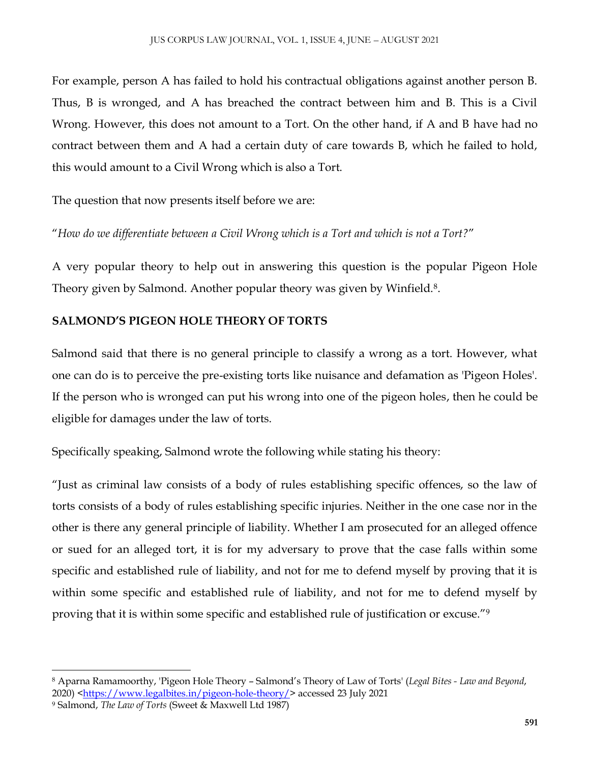For example, person A has failed to hold his contractual obligations against another person B. Thus, B is wronged, and A has breached the contract between him and B. This is a Civil Wrong. However, this does not amount to a Tort. On the other hand, if A and B have had no contract between them and A had a certain duty of care towards B, which he failed to hold, this would amount to a Civil Wrong which is also a Tort.

The question that now presents itself before we are:

"*How do we differentiate between a Civil Wrong which is a Tort and which is not a Tort?*"

A very popular theory to help out in answering this question is the popular Pigeon Hole Theory given by Salmond. Another popular theory was given by Winfield.[8].

## SALMOND'S PIGEON HOLE THEORY OF TORTS

Salmond said that there is no general principle to classify a wrong as a tort. However, what one can do is to perceive the pre-existing torts like nuisance and defamation as 'Pigeon Holes'. If the person who is wronged can put his wrong into one of the pigeon holes, then he could be eligible for damages under the law of torts.

Specifically speaking, Salmond wrote the following while stating his theory:

"Just as criminal law consists of a body of rules establishing specific offences, so the law of torts consists of a body of rules establishing specific injuries. Neither in the one case nor in the other is there any general principle of liability. Whether I am prosecuted for an alleged offence or sued for an alleged tort, it is for my adversary to prove that the case falls within some specific and established rule of liability, and not for me to defend myself by proving that it is within some specific and established rule of liability, and not for me to defend myself by proving that it is within some specific and established rule of justification or excuse."[9]

---

[8] Aparna Ramamoorthy, 'Pigeon Hole Theory – Salmond's Theory of Law of Torts' (*Legal Bites - Law and Beyond*, 2020) <https://www.legalbites.in/pigeon-hole-theory/> accessed 23 July 2021

[9] Salmond, *The Law of Torts* (Sweet & Maxwell Ltd 1987)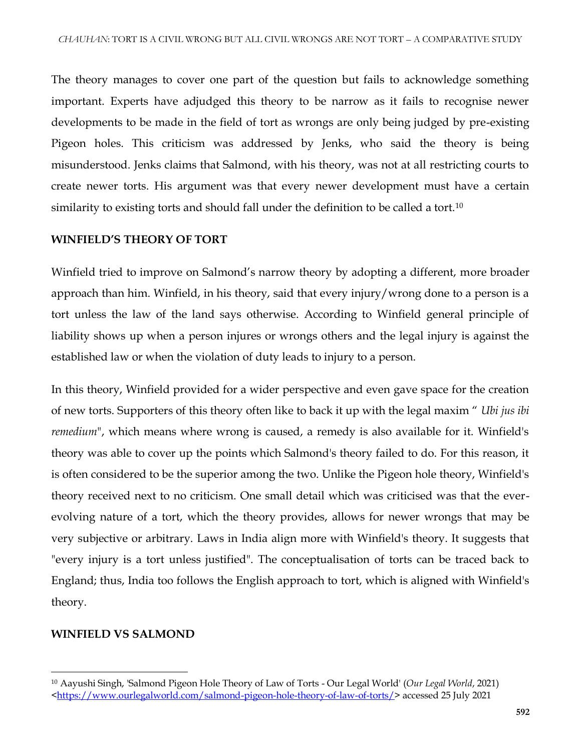The theory manages to cover one part of the question but fails to acknowledge something important. Experts have adjudged this theory to be narrow as it fails to recognise newer developments to be made in the field of tort as wrongs are only being judged by pre-existing Pigeon holes. This criticism was addressed by Jenks, who said the theory is being misunderstood. Jenks claims that Salmond, with his theory, was not at all restricting courts to create newer torts. His argument was that every newer development must have a certain similarity to existing torts and should fall under the definition to be called a tort.[10]

## WINFIELD'S THEORY OF TORT

Winfield tried to improve on Salmond's narrow theory by adopting a different, more broader approach than him. Winfield, in his theory, said that every injury/wrong done to a person is a tort unless the law of the land says otherwise. According to Winfield general principle of liability shows up when a person injures or wrongs others and the legal injury is against the established law or when the violation of duty leads to injury to a person.

In this theory, Winfield provided for a wider perspective and even gave space for the creation of new torts. Supporters of this theory often like to back it up with the legal maxim " *Ubi jus ibi remedium*", which means where wrong is caused, a remedy is also available for it. Winfield's theory was able to cover up the points which Salmond's theory failed to do. For this reason, it is often considered to be the superior among the two. Unlike the Pigeon hole theory, Winfield's theory received next to no criticism. One small detail which was criticised was that the ever-evolving nature of a tort, which the theory provides, allows for newer wrongs that may be very subjective or arbitrary. Laws in India align more with Winfield's theory. It suggests that "every injury is a tort unless justified". The conceptualisation of torts can be traced back to England; thus, India too follows the English approach to tort, which is aligned with Winfield's theory.

## WINFIELD VS SALMOND

---

[10] Aayushi Singh, 'Salmond Pigeon Hole Theory of Law of Torts - Our Legal World' (*Our Legal World*, 2021) <https://www.ourlegalworld.com/salmond-pigeon-hole-theory-of-law-of-torts/> accessed 25 July 2021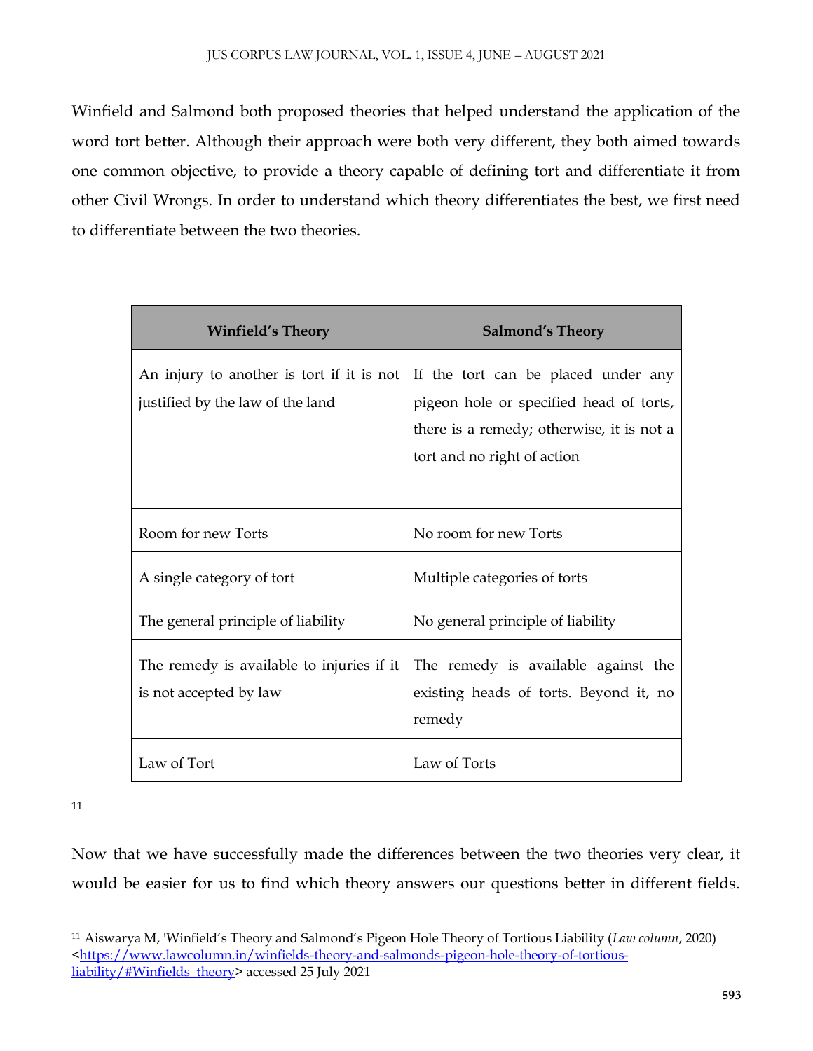Winfield and Salmond both proposed theories that helped understand the application of the word tort better. Although their approach were both very different, they both aimed towards one common objective, to provide a theory capable of defining tort and differentiate it from other Civil Wrongs. In order to understand which theory differentiates the best, we first need to differentiate between the two theories.

| Winfield's Theory | Salmond's Theory |
| --- | --- |
| An injury to another is tort if it is not justified by the law of the land | If the tort can be placed under any pigeon hole or specified head of torts, there is a remedy; otherwise, it is not a tort and no right of action |
| Room for new Torts | No room for new Torts |
| A single category of tort | Multiple categories of torts |
| The general principle of liability | No general principle of liability |
| The remedy is available to injuries if it is not accepted by law | The remedy is available against the existing heads of torts. Beyond it, no remedy |
| Law of Tort | Law of Torts |

[11]

Now that we have successfully made the differences between the two theories very clear, it would be easier for us to find which theory answers our questions better in different fields.

---

[11] Aiswarya M, 'Winfield's Theory and Salmond's Pigeon Hole Theory of Tortious Liability (*Law column*, 2020) <https://www.lawcolumn.in/winfields-theory-and-salmonds-pigeon-hole-theory-of-tortious-liability/#Winfields_theory> accessed 25 July 2021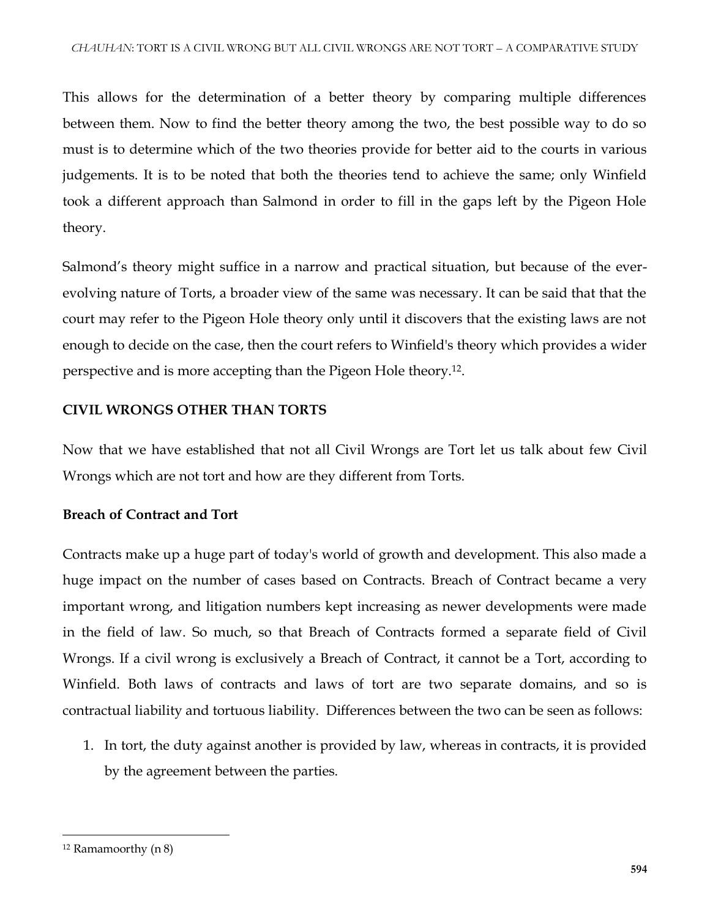This allows for the determination of a better theory by comparing multiple differences between them. Now to find the better theory among the two, the best possible way to do so must is to determine which of the two theories provide for better aid to the courts in various judgements. It is to be noted that both the theories tend to achieve the same; only Winfield took a different approach than Salmond in order to fill in the gaps left by the Pigeon Hole theory.

Salmond's theory might suffice in a narrow and practical situation, but because of the ever-evolving nature of Torts, a broader view of the same was necessary. It can be said that that the court may refer to the Pigeon Hole theory only until it discovers that the existing laws are not enough to decide on the case, then the court refers to Winfield's theory which provides a wider perspective and is more accepting than the Pigeon Hole theory.[12].

## CIVIL WRONGS OTHER THAN TORTS

Now that we have established that not all Civil Wrongs are Tort let us talk about few Civil Wrongs which are not tort and how are they different from Torts.

### Breach of Contract and Tort

Contracts make up a huge part of today's world of growth and development. This also made a huge impact on the number of cases based on Contracts. Breach of Contract became a very important wrong, and litigation numbers kept increasing as newer developments were made in the field of law. So much, so that Breach of Contracts formed a separate field of Civil Wrongs. If a civil wrong is exclusively a Breach of Contract, it cannot be a Tort, according to Winfield. Both laws of contracts and laws of tort are two separate domains, and so is contractual liability and tortuous liability. Differences between the two can be seen as follows:

1. In tort, the duty against another is provided by law, whereas in contracts, it is provided by the agreement between the parties.

---

[12] Ramamoorthy (n 8)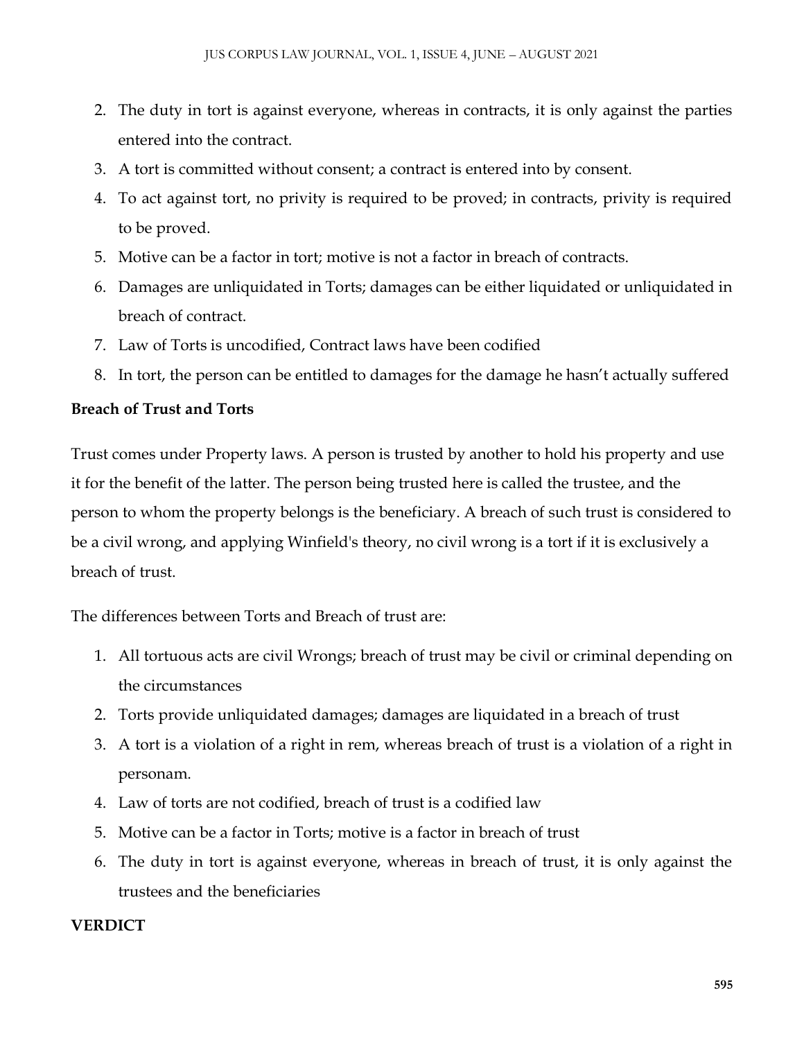2. The duty in tort is against everyone, whereas in contracts, it is only against the parties entered into the contract.
3. A tort is committed without consent; a contract is entered into by consent.
4. To act against tort, no privity is required to be proved; in contracts, privity is required to be proved.
5. Motive can be a factor in tort; motive is not a factor in breach of contracts.
6. Damages are unliquidated in Torts; damages can be either liquidated or unliquidated in breach of contract.
7. Law of Torts is uncodified, Contract laws have been codified
8. In tort, the person can be entitled to damages for the damage he hasn't actually suffered

**Breach of Trust and Torts**

Trust comes under Property laws. A person is trusted by another to hold his property and use it for the benefit of the latter. The person being trusted here is called the trustee, and the person to whom the property belongs is the beneficiary. A breach of such trust is considered to be a civil wrong, and applying Winfield's theory, no civil wrong is a tort if it is exclusively a breach of trust.

The differences between Torts and Breach of trust are:

1. All tortuous acts are civil Wrongs; breach of trust may be civil or criminal depending on the circumstances
2. Torts provide unliquidated damages; damages are liquidated in a breach of trust
3. A tort is a violation of a right in rem, whereas breach of trust is a violation of a right in personam.
4. Law of torts are not codified, breach of trust is a codified law
5. Motive can be a factor in Torts; motive is a factor in breach of trust
6. The duty in tort is against everyone, whereas in breach of trust, it is only against the trustees and the beneficiaries

**VERDICT**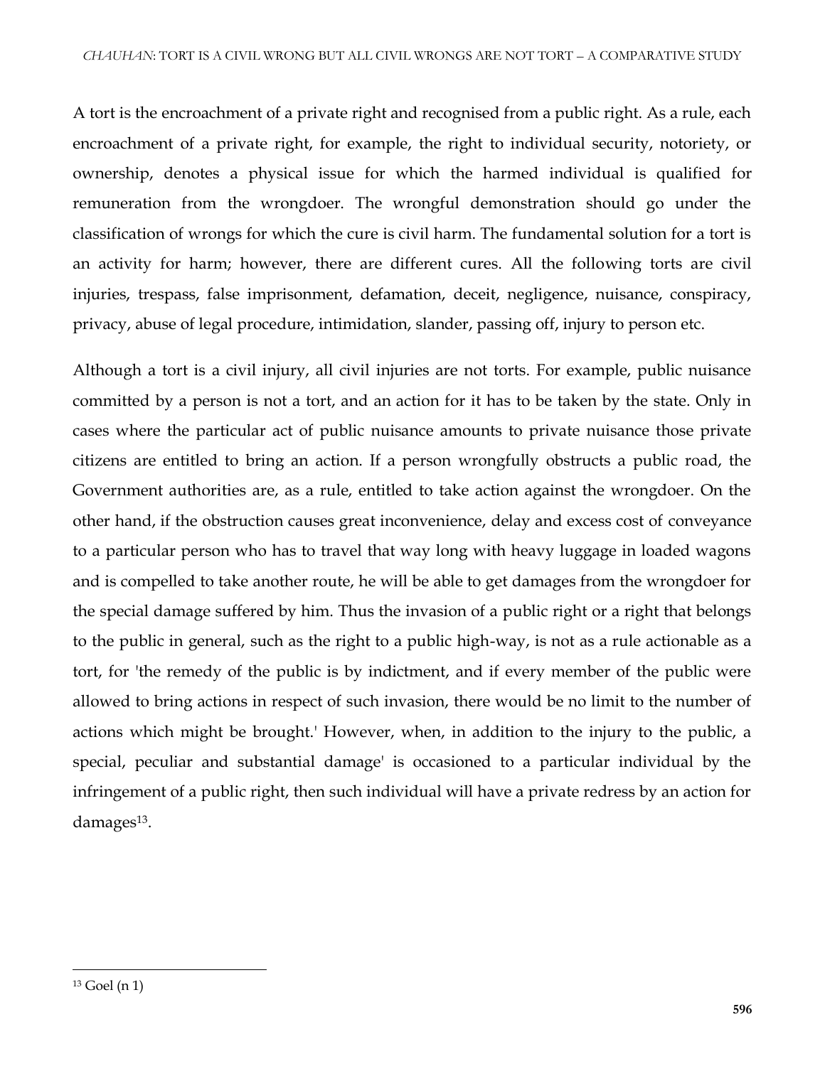A tort is the encroachment of a private right and recognised from a public right. As a rule, each encroachment of a private right, for example, the right to individual security, notoriety, or ownership, denotes a physical issue for which the harmed individual is qualified for remuneration from the wrongdoer. The wrongful demonstration should go under the classification of wrongs for which the cure is civil harm. The fundamental solution for a tort is an activity for harm; however, there are different cures. All the following torts are civil injuries, trespass, false imprisonment, defamation, deceit, negligence, nuisance, conspiracy, privacy, abuse of legal procedure, intimidation, slander, passing off, injury to person etc.

Although a tort is a civil injury, all civil injuries are not torts. For example, public nuisance committed by a person is not a tort, and an action for it has to be taken by the state. Only in cases where the particular act of public nuisance amounts to private nuisance those private citizens are entitled to bring an action. If a person wrongfully obstructs a public road, the Government authorities are, as a rule, entitled to take action against the wrongdoer. On the other hand, if the obstruction causes great inconvenience, delay and excess cost of conveyance to a particular person who has to travel that way long with heavy luggage in loaded wagons and is compelled to take another route, he will be able to get damages from the wrongdoer for the special damage suffered by him. Thus the invasion of a public right or a right that belongs to the public in general, such as the right to a public high-way, is not as a rule actionable as a tort, for 'the remedy of the public is by indictment, and if every member of the public were allowed to bring actions in respect of such invasion, there would be no limit to the number of actions which might be brought.' However, when, in addition to the injury to the public, a special, peculiar and substantial damage' is occasioned to a particular individual by the infringement of a public right, then such individual will have a private redress by an action for damages[13].

[13] Goel (n 1)